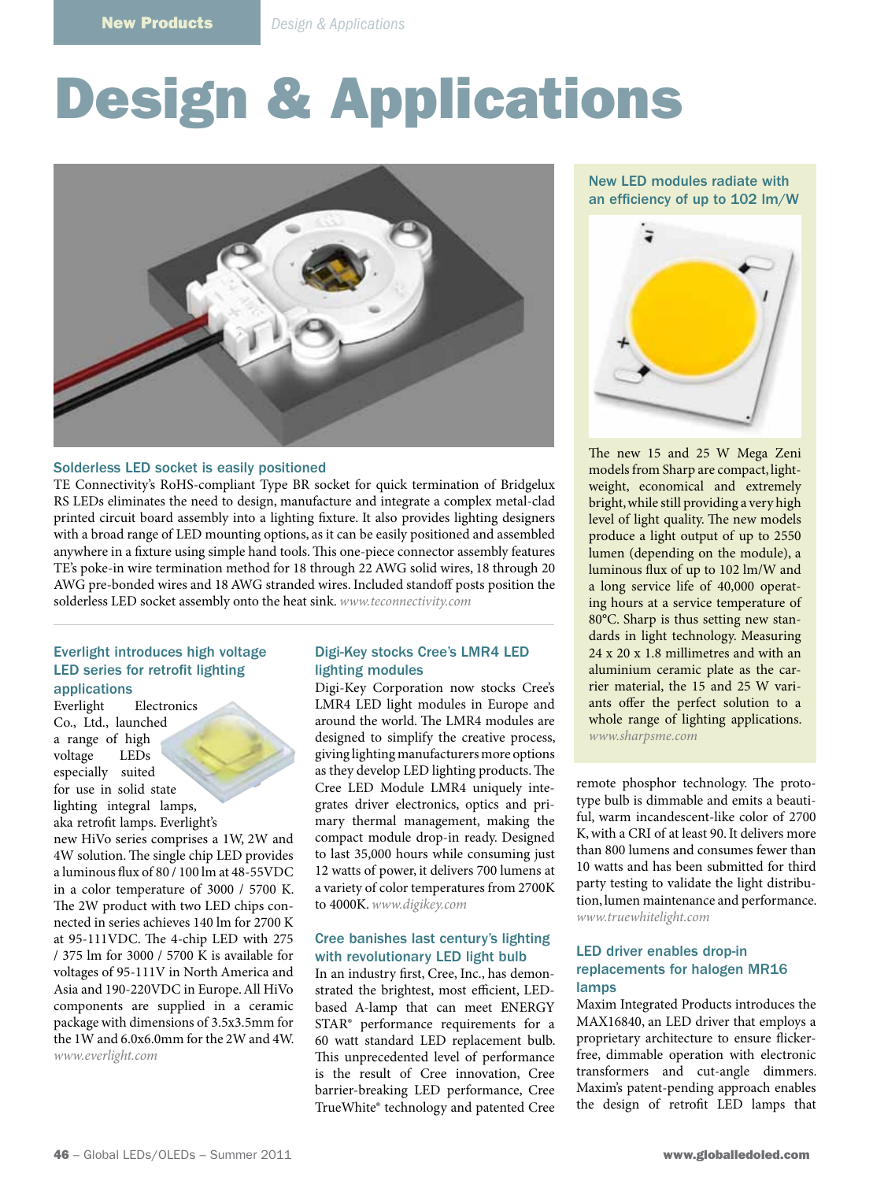# Design & Applications

### Solderless LED socket is easily positioned

TE Connectivity's RoHS-compliant Type BR socket for quick termination of Bridgelux RS LEDs eliminates the need to design, manufacture and integrate a complex metal-clad printed circuit board assembly into a lighting fixture. It also provides lighting designers with a broad range of LED mounting options, as it can be easily positioned and assembled anywhere in a fixture using simple hand tools. This one-piece connector assembly features TE's poke-in wire termination method for 18 through 22 AWG solid wires, 18 through 20 AWG pre-bonded wires and 18 AWG stranded wires. Included standoff posts position the solderless LED socket assembly onto the heat sink. *www.teconnectivity.com*

### Everlight introduces high voltage LED series for retrofit lighting applications

Everlight Electronics Co., Ltd., launched a range of high voltage LEDs especially suited for use in solid state lighting integral lamps, aka retrofit lamps. Everlight's new HiVo series comprises a 1W, 2W and 4W solution. The single chip LED provides a luminous flux of 80 / 100 lm at 48-55VDC in a color temperature of 3000 / 5700 K. The 2W product with two LED chips connected in series achieves 140 lm for 2700 K at 95-111VDC. The 4-chip LED with 275 / 375 lm for 3000 / 5700 K is available for voltages of 95-111V in North America and Asia and 190-220VDC in Europe. All HiVo components are supplied in a ceramic package with dimensions of 3.5x3.5mm for the 1W and 6.0x6.0mm for the 2W and 4W. *www.everlight.com*

### Digi-Key stocks Cree's LMR4 LED lighting modules

Digi-Key Corporation now stocks Cree's LMR4 LED light modules in Europe and around the world. The LMR4 modules are designed to simplify the creative process, giving lighting manufacturers more options as they develop LED lighting products. The Cree LED Module LMR4 uniquely integrates driver electronics, optics and primary thermal management, making the compact module drop-in ready. Designed to last 35,000 hours while consuming just 12 watts of power, it delivers 700 lumens at a variety of color temperatures from 2700K to 4000K. *www.digikey.com*

### Cree banishes last century's lighting with revolutionary LED light bulb

In an industry first, Cree, Inc., has demonstrated the brightest, most efficient, LED-based A-lamp that can meet ENERGY STAR® performance requirements for a 60 watt standard LED replacement bulb. This unprecedented level of performance is the result of Cree innovation, Cree barrier-breaking LED performance, Cree TrueWhite® technology and patented Cree remote phosphor technology. The prototype bulb is dimmable and emits a beautiful, warm incandescent-like color of 2700 K, with a CRI of at least 90. It delivers more than 800 lumens and consumes fewer than 10 watts and has been submitted for third party testing to validate the light distribution, lumen maintenance and performance. *www.truewhitelight.com*

### New LED modules radiate with an efficiency of up to 102 lm/W

The new 15 and 25 W Mega Zeni models from Sharp are compact, lightweight, economical and extremely bright, while still providing a very high level of light quality. The new models produce a light output of up to 2550 lumen (depending on the module), a luminous flux of up to 102 lm/W and a long service life of 40,000 operating hours at a service temperature of 80°C. Sharp is thus setting new standards in light technology. Measuring 24 x 20 x 1.8 millimetres and with an aluminium ceramic plate as the carrier material, the 15 and 25 W variants offer the perfect solution to a whole range of lighting applications. *www.sharpsme.com*

### LED driver enables drop-in replacements for halogen MR16 lamps

Maxim Integrated Products introduces the MAX16840, an LED driver that employs a proprietary architecture to ensure flicker-free, dimmable operation with electronic transformers and cut-angle dimmers. Maxim's patent-pending approach enables the design of retrofit LED lamps that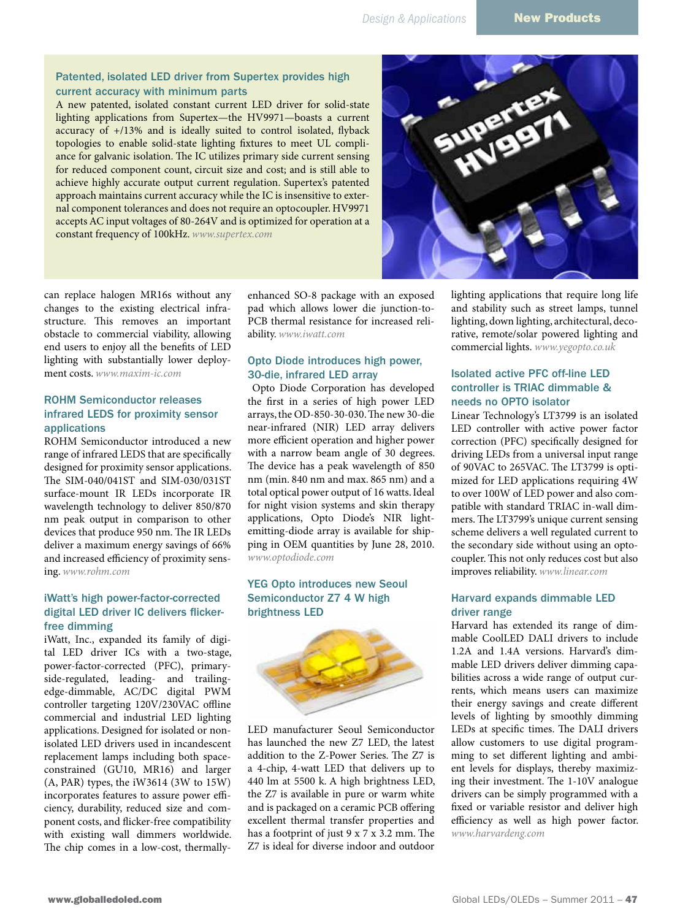## Patented, isolated LED driver from Supertex provides high current accuracy with minimum parts

A new patented, isolated constant current LED driver for solid-state lighting applications from Supertex—the HV9971—boasts a current accuracy of +/13% and is ideally suited to control isolated, flyback topologies to enable solid-state lighting fixtures to meet UL compliance for galvanic isolation. The IC utilizes primary side current sensing for reduced component count, circuit size and cost; and is still able to achieve highly accurate output current regulation. Supertex's patented approach maintains current accuracy while the IC is insensitive to external component tolerances and does not require an optocoupler. HV9971 accepts AC input voltages of 80-264V and is optimized for operation at a constant frequency of 100kHz. *www.supertex.com*

can replace halogen MR16s without any changes to the existing electrical infrastructure. This removes an important obstacle to commercial viability, allowing end users to enjoy all the benefits of LED lighting with substantially lower deployment costs. *www.maxim-ic.com*

## ROHM Semiconductor releases infrared LEDS for proximity sensor applications

ROHM Semiconductor introduced a new range of infrared LEDS that are specifically designed for proximity sensor applications. The SIM-040/041ST and SIM-030/031ST surface-mount IR LEDs incorporate IR wavelength technology to deliver 850/870 nm peak output in comparison to other devices that produce 950 nm. The IR LEDs deliver a maximum energy savings of 66% and increased efficiency of proximity sensing. *www.rohm.com*

## iWatt's high power-factor-corrected digital LED driver IC delivers flicker-free dimming

iWatt, Inc., expanded its family of digital LED driver ICs with a two-stage, power-factor-corrected (PFC), primary-side-regulated, leading- and trailing-edge-dimmable, AC/DC digital PWM controller targeting 120V/230VAC offline commercial and industrial LED lighting applications. Designed for isolated or non-isolated LED drivers used in incandescent replacement lamps including both space-constrained (GU10, MR16) and larger (A, PAR) types, the iW3614 (3W to 15W) incorporates features to assure power efficiency, durability, reduced size and component costs, and flicker-free compatibility with existing wall dimmers worldwide. The chip comes in a low-cost, thermally-enhanced SO-8 package with an exposed pad which allows lower die junction-to-PCB thermal resistance for increased reliability. *www.iwatt.com*

## Opto Diode introduces high power, 30-die, infrared LED array

Opto Diode Corporation has developed the first in a series of high power LED arrays, the OD-850-30-030. The new 30-die near-infrared (NIR) LED array delivers more efficient operation and higher power with a narrow beam angle of 30 degrees. The device has a peak wavelength of 850 nm (min. 840 nm and max. 865 nm) and a total optical power output of 16 watts. Ideal for night vision systems and skin therapy applications, Opto Diode's NIR light-emitting-diode array is available for shipping in OEM quantities by June 28, 2010. *www.optodiode.com*

## YEG Opto introduces new Seoul Semiconductor Z7 4 W high brightness LED

LED manufacturer Seoul Semiconductor has launched the new Z7 LED, the latest addition to the Z-Power Series. The Z7 is a 4-chip, 4-watt LED that delivers up to 440 lm at 5500 k. A high brightness LED, the Z7 is available in pure or warm white and is packaged on a ceramic PCB offering excellent thermal transfer properties and has a footprint of just 9 x 7 x 3.2 mm. The Z7 is ideal for diverse indoor and outdoor lighting applications that require long life and stability such as street lamps, tunnel lighting, down lighting, architectural, decorative, remote/solar powered lighting and commercial lights. *www.yegopto.co.uk*

## Isolated active PFC off-line LED controller is TRIAC dimmable & needs no OPTO isolator

Linear Technology's LT3799 is an isolated LED controller with active power factor correction (PFC) specifically designed for driving LEDs from a universal input range of 90VAC to 265VAC. The LT3799 is optimized for LED applications requiring 4W to over 100W of LED power and also compatible with standard TRIAC in-wall dimmers. The LT3799's unique current sensing scheme delivers a well regulated current to the secondary side without using an optocoupler. This not only reduces cost but also improves reliability. *www.linear.com*

## Harvard expands dimmable LED driver range

Harvard has extended its range of dimmable CoolLED DALI drivers to include 1.2A and 1.4A versions. Harvard's dimmable LED drivers deliver dimming capabilities across a wide range of output currents, which means users can maximize their energy savings and create different levels of lighting by smoothly dimming LEDs at specific times. The DALI drivers allow customers to use digital programming to set different lighting and ambient levels for displays, thereby maximizing their investment. The 1-10V analogue drivers can be simply programmed with a fixed or variable resistor and deliver high efficiency as well as high power factor. *www.harvardeng.com*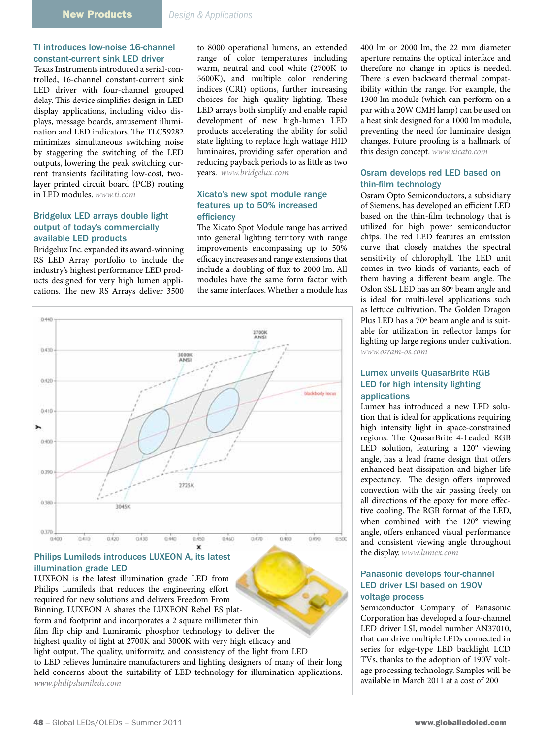### TI introduces low-noise 16-channel constant-current sink LED driver

Texas Instruments introduced a serial-controlled, 16-channel constant-current sink LED driver with four-channel grouped delay. This device simplifies design in LED display applications, including video displays, message boards, amusement illumination and LED indicators. The TLC59282 minimizes simultaneous switching noise by staggering the switching of the LED outputs, lowering the peak switching current transients facilitating low-cost, two-layer printed circuit board (PCB) routing in LED modules. *www.ti.com*

### Bridgelux LED arrays double light output of today's commercially available LED products

Bridgelux Inc. expanded its award-winning RS LED Array portfolio to include the industry's highest performance LED products designed for very high lumen applications. The new RS Arrays deliver 3500 to 8000 operational lumens, an extended range of color temperatures including warm, neutral and cool white (2700K to 5600K), and multiple color rendering indices (CRI) options, further increasing choices for high quality lighting. These LED arrays both simplify and enable rapid development of new high-lumen LED products accelerating the ability for solid state lighting to replace high wattage HID luminaires, providing safer operation and reducing payback periods to as little as two years. *www.bridgelux.com*

### Xicato's new spot module range features up to 50% increased efficiency

The Xicato Spot Module range has arrived into general lighting territory with range improvements encompassing up to 50% efficacy increases and range extensions that include a doubling of flux to 2000 lm. All modules have the same form factor with the same interfaces. Whether a module has 400 lm or 2000 lm, the 22 mm diameter aperture remains the optical interface and therefore no change in optics is needed. There is even backward thermal compatibility within the range. For example, the 1300 lm module (which can perform on a par with a 20W CMH lamp) can be used on a heat sink designed for a 1000 lm module, preventing the need for luminaire design changes. Future proofing is a hallmark of this design concept. *www.xicato.com*

### Philips Lumileds introduces LUXEON A, its latest illumination grade LED

LUXEON is the latest illumination grade LED from Philips Lumileds that reduces the engineering effort required for new solutions and delivers Freedom From Binning. LUXEON A shares the LUXEON Rebel ES platform and footprint and incorporates a 2 square millimeter thin film flip chip and Lumiramic phosphor technology to deliver the highest quality of light at 2700K and 3000K with very high efficacy and light output. The quality, uniformity, and consistency of the light from LED to LED relieves luminaire manufacturers and lighting designers of many of their long held concerns about the suitability of LED technology for illumination applications. *www.philipslumileds.com*

### Osram develops red LED based on thin-film technology

Osram Opto Semiconductors, a subsidiary of Siemens, has developed an efficient LED based on the thin-film technology that is utilized for high power semiconductor chips. The red LED features an emission curve that closely matches the spectral sensitivity of chlorophyll. The LED unit comes in two kinds of variants, each of them having a different beam angle. The Oslon SSL LED has an 80º beam angle and is ideal for multi-level applications such as lettuce cultivation. The Golden Dragon Plus LED has a 70º beam angle and is suitable for utilization in reflector lamps for lighting up large regions under cultivation. *www.osram-os.com*

### Lumex unveils QuasarBrite RGB LED for high intensity lighting applications

Lumex has introduced a new LED solution that is ideal for applications requiring high intensity light in space-constrained regions. The QuasarBrite 4-Leaded RGB LED solution, featuring a 120° viewing angle, has a lead frame design that offers enhanced heat dissipation and higher life expectancy. The design offers improved convection with the air passing freely on all directions of the epoxy for more effective cooling. The RGB format of the LED, when combined with the 120° viewing angle, offers enhanced visual performance and consistent viewing angle throughout the display. *www.lumex.com*

### Panasonic develops four-channel LED driver LSI based on 190V voltage process

Semiconductor Company of Panasonic Corporation has developed a four-channel LED driver LSI, model number AN37010, that can drive multiple LEDs connected in series for edge-type LED backlight LCD TVs, thanks to the adoption of 190V voltage processing technology. Samples will be available in March 2011 at a cost of 200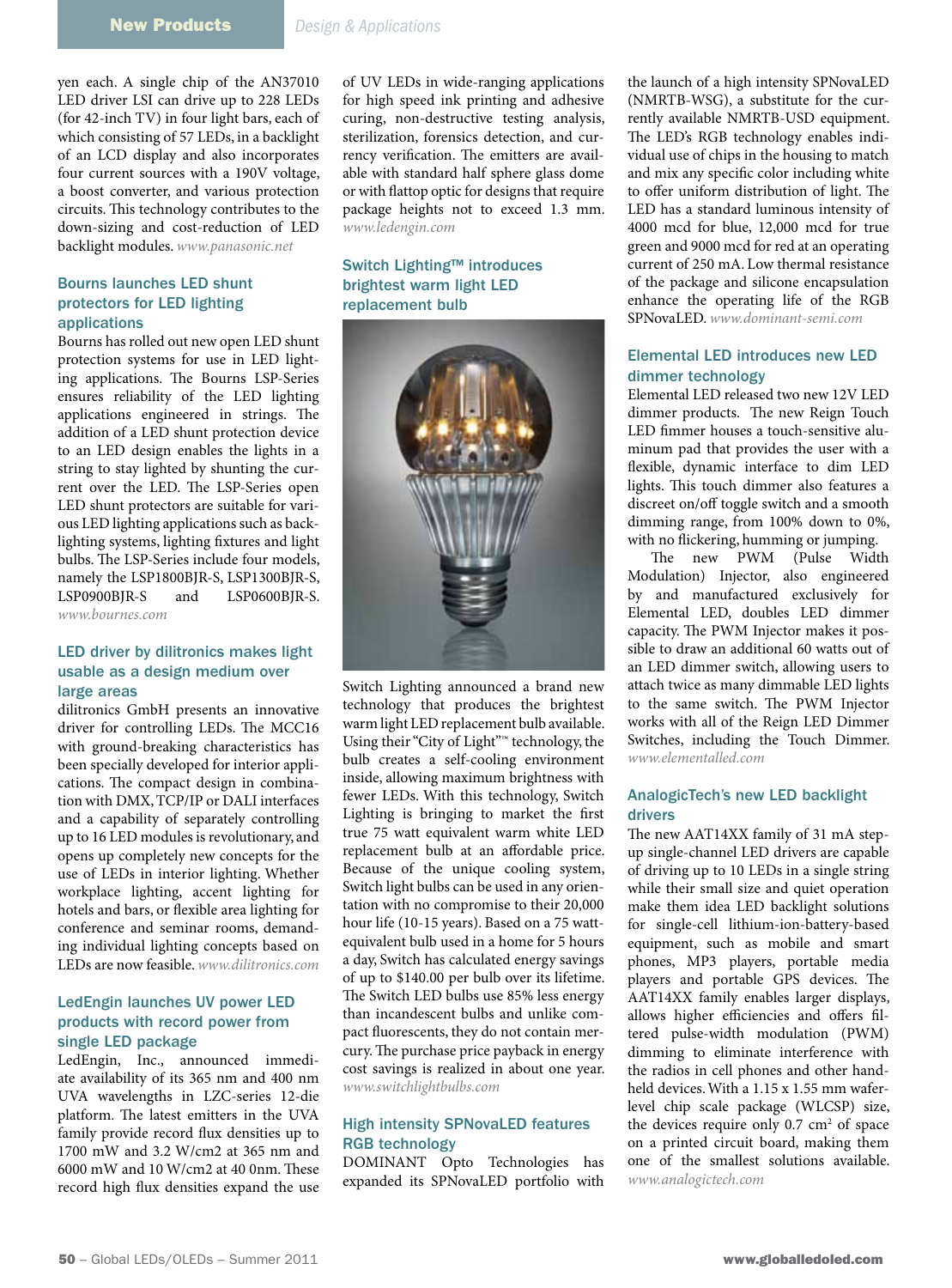yen each. A single chip of the AN37010 LED driver LSI can drive up to 228 LEDs (for 42-inch TV) in four light bars, each of which consisting of 57 LEDs, in a backlight of an LCD display and also incorporates four current sources with a 190V voltage, a boost converter, and various protection circuits. This technology contributes to the down-sizing and cost-reduction of LED backlight modules. *www.panasonic.net*

### Bourns launches LED shunt protectors for LED lighting applications

Bourns has rolled out new open LED shunt protection systems for use in LED lighting applications. The Bourns LSP-Series ensures reliability of the LED lighting applications engineered in strings. The addition of a LED shunt protection device to an LED design enables the lights in a string to stay lighted by shunting the current over the LED. The LSP-Series open LED shunt protectors are suitable for various LED lighting applications such as backlighting systems, lighting fixtures and light bulbs. The LSP-Series include four models, namely the LSP1800BJR-S, LSP1300BJR-S, LSP0900BJR-S and LSP0600BJR-S. *www.bournes.com*

### LED driver by dilitronics makes light usable as a design medium over large areas

dilitronics GmbH presents an innovative driver for controlling LEDs. The MCC16 with ground-breaking characteristics has been specially developed for interior applications. The compact design in combination with DMX, TCP/IP or DALI interfaces and a capability of separately controlling up to 16 LED modules is revolutionary, and opens up completely new concepts for the use of LEDs in interior lighting. Whether workplace lighting, accent lighting for hotels and bars, or flexible area lighting for conference and seminar rooms, demanding individual lighting concepts based on LEDs are now feasible. *www.dilitronics.com*

### LedEngin launches UV power LED products with record power from single LED package

LedEngin, Inc., announced immediate availability of its 365 nm and 400 nm UVA wavelengths in LZC-series 12-die platform. The latest emitters in the UVA family provide record flux densities up to 1700 mW and 3.2 W/cm2 at 365 nm and 6000 mW and 10 W/cm2 at 40 0nm. These record high flux densities expand the use of UV LEDs in wide-ranging applications for high speed ink printing and adhesive curing, non-destructive testing analysis, sterilization, forensics detection, and currency verification. The emitters are available with standard half sphere glass dome or with flattop optic for designs that require package heights not to exceed 1.3 mm. *www.ledengin.com*

### Switch Lighting™ introduces brightest warm light LED replacement bulb

Switch Lighting announced a brand new technology that produces the brightest warm light LED replacement bulb available. Using their "City of Light"™ technology, the bulb creates a self-cooling environment inside, allowing maximum brightness with fewer LEDs. With this technology, Switch Lighting is bringing to market the first true 75 watt equivalent warm white LED replacement bulb at an affordable price. Because of the unique cooling system, Switch light bulbs can be used in any orientation with no compromise to their 20,000 hour life (10-15 years). Based on a 75 watt-equivalent bulb used in a home for 5 hours a day, Switch has calculated energy savings of up to $140.00 per bulb over its lifetime. The Switch LED bulbs use 85% less energy than incandescent bulbs and unlike compact fluorescents, they do not contain mercury. The purchase price payback in energy cost savings is realized in about one year. *www.switchlightbulbs.com*

### High intensity SPNovaLED features RGB technology

DOMINANT Opto Technologies has expanded its SPNovaLED portfolio with the launch of a high intensity SPNovaLED (NMRTB-WSG), a substitute for the currently available NMRTB-USD equipment. The LED's RGB technology enables individual use of chips in the housing to match and mix any specific color including white to offer uniform distribution of light. The LED has a standard luminous intensity of 4000 mcd for blue, 12,000 mcd for true green and 9000 mcd for red at an operating current of 250 mA. Low thermal resistance of the package and silicone encapsulation enhance the operating life of the RGB SPNovaLED. *www.dominant-semi.com*

### Elemental LED introduces new LED dimmer technology

Elemental LED released two new 12V LED dimmer products. The new Reign Touch LED fimmer houses a touch-sensitive aluminum pad that provides the user with a flexible, dynamic interface to dim LED lights. This touch dimmer also features a discreet on/off toggle switch and a smooth dimming range, from 100% down to 0%, with no flickering, humming or jumping.

The new PWM (Pulse Width Modulation) Injector, also engineered by and manufactured exclusively for Elemental LED, doubles LED dimmer capacity. The PWM Injector makes it possible to draw an additional 60 watts out of an LED dimmer switch, allowing users to attach twice as many dimmable LED lights to the same switch. The PWM Injector works with all of the Reign LED Dimmer Switches, including the Touch Dimmer. *www.elementalled.com*

### AnalogicTech's new LED backlight drivers

The new AAT14XX family of 31 mA step-up single-channel LED drivers are capable of driving up to 10 LEDs in a single string while their small size and quiet operation make them idea LED backlight solutions for single-cell lithium-ion-battery-based equipment, such as mobile and smart phones, MP3 players, portable media players and portable GPS devices. The AAT14XX family enables larger displays, allows higher efficiencies and offers filtered pulse-width modulation (PWM) dimming to eliminate interference with the radios in cell phones and other handheld devices. With a 1.15 x 1.55 mm wafer-level chip scale package (WLCSP) size, the devices require only 0.7 $cm^2$ of space on a printed circuit board, making them one of the smallest solutions available. *www.analogictech.com*